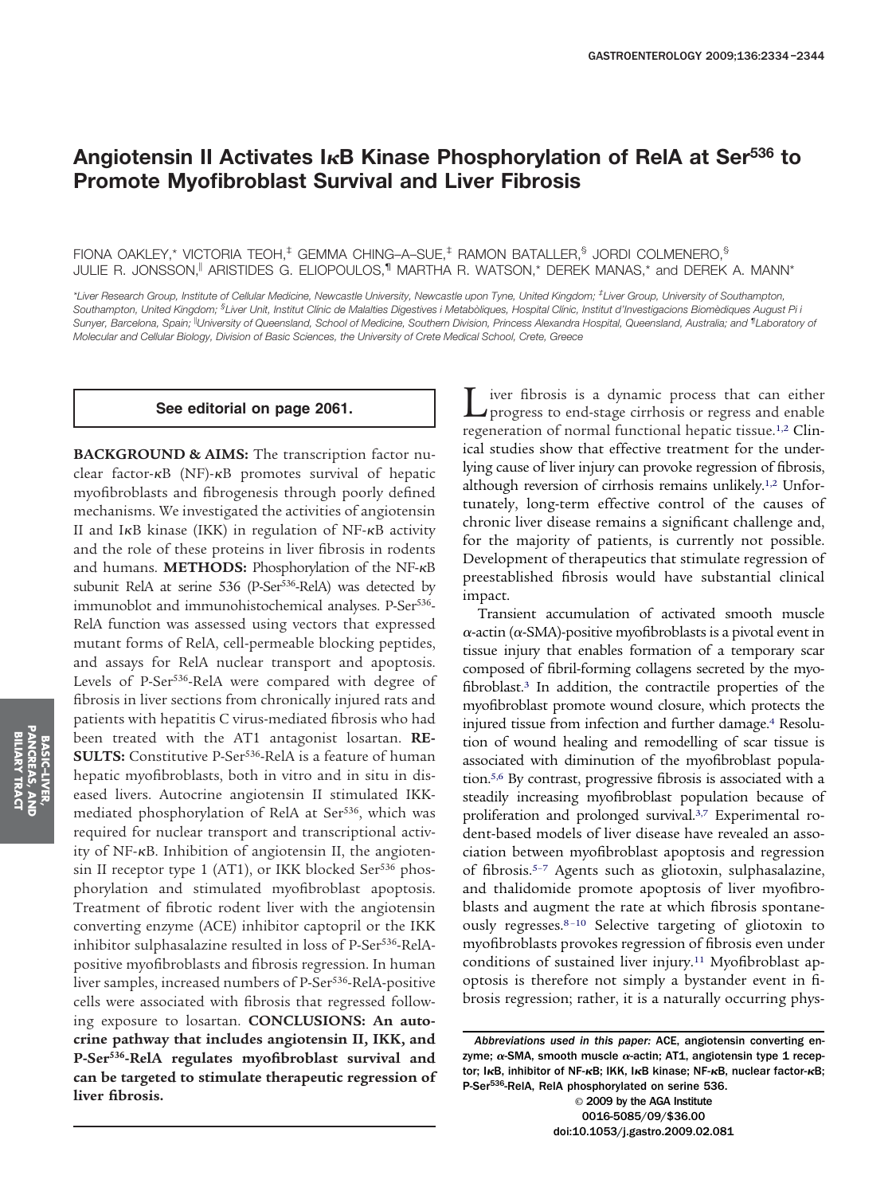# Angiotensin II Activates IκB Kinase Phosphorylation of RelA at Ser$^{536}$ to Promote Myofibroblast Survival and Liver Fibrosis

FIONA OAKLEY,* VICTORIA TEOH,[‡] GEMMA CHING–A–SUE,[‡] RAMON BATALLER,[§] JORDI COLMENERO,[§] JULIE R. JONSSON,[‖] ARISTIDES G. ELIOPOULOS,[¶] MARTHA R. WATSON,* DEREK MANAS,* and DEREK A. MANN*

*Liver Research Group, Institute of Cellular Medicine, Newcastle University, Newcastle upon Tyne, United Kingdom; [‡]Liver Group, University of Southampton, Southampton, United Kingdom; [§]Liver Unit, Institut Clínic de Malalties Digestives i Metabòliques, Hospital Clínic, Institut d'Investigacions Biomèdiques August Pi i Sunyer, Barcelona, Spain; [‖]University of Queensland, School of Medicine, Southern Division, Princess Alexandra Hospital, Queensland, Australia; and [¶]Laboratory of Molecular and Cellular Biology, Division of Basic Sciences, the University of Crete Medical School, Crete, Greece

**See editorial on page 2061.**

**BACKGROUND & AIMS:** The transcription factor nuclear factor-κB (NF)-κB promotes survival of hepatic myofibroblasts and fibrogenesis through poorly defined mechanisms. We investigated the activities of angiotensin II and IκB kinase (IKK) in regulation of NF-κB activity and the role of these proteins in liver fibrosis in rodents and humans. **METHODS:** Phosphorylation of the NF-κB subunit RelA at serine 536 (P-Ser$^{536}$-RelA) was detected by immunoblot and immunohistochemical analyses. P-Ser$^{536}$-RelA function was assessed using vectors that expressed mutant forms of RelA, cell-permeable blocking peptides, and assays for RelA nuclear transport and apoptosis. Levels of P-Ser$^{536}$-RelA were compared with degree of fibrosis in liver sections from chronically injured rats and patients with hepatitis C virus-mediated fibrosis who had been treated with the AT1 antagonist losartan. **RESULTS:** Constitutive P-Ser$^{536}$-RelA is a feature of human hepatic myofibroblasts, both in vitro and in situ in diseased livers. Autocrine angiotensin II stimulated IKK-mediated phosphorylation of RelA at Ser$^{536}$, which was required for nuclear transport and transcriptional activity of NF-κB. Inhibition of angiotensin II, the angiotensin II receptor type 1 (AT1), or IKK blocked Ser$^{536}$ phosphorylation and stimulated myofibroblast apoptosis. Treatment of fibrotic rodent liver with the angiotensin converting enzyme (ACE) inhibitor captopril or the IKK inhibitor sulphasalazine resulted in loss of P-Ser$^{536}$-RelA-positive myofibroblasts and fibrosis regression. In human liver samples, increased numbers of P-Ser$^{536}$-RelA-positive cells were associated with fibrosis that regressed following exposure to losartan. **CONCLUSIONS: An autocrine pathway that includes angiotensin II, IKK, and P-Ser$^{536}$-RelA regulates myofibroblast survival and can be targeted to stimulate therapeutic regression of liver fibrosis.**

Liver fibrosis is a dynamic process that can either progress to end-stage cirrhosis or regress and enable regeneration of normal functional hepatic tissue.[1,2] Clinical studies show that effective treatment for the underlying cause of liver injury can provoke regression of fibrosis, although reversion of cirrhosis remains unlikely.[1,2] Unfortunately, long-term effective control of the causes of chronic liver disease remains a significant challenge and, for the majority of patients, is currently not possible. Development of therapeutics that stimulate regression of preestablished fibrosis would have substantial clinical impact.

Transient accumulation of activated smooth muscle α-actin (α-SMA)-positive myofibroblasts is a pivotal event in tissue injury that enables formation of a temporary scar composed of fibril-forming collagens secreted by the myofibroblast.[3] In addition, the contractile properties of the myofibroblast promote wound closure, which protects the injured tissue from infection and further damage.[4] Resolution of wound healing and remodelling of scar tissue is associated with diminution of the myofibroblast population.[5,6] By contrast, progressive fibrosis is associated with a steadily increasing myofibroblast population because of proliferation and prolonged survival.[3,7] Experimental rodent-based models of liver disease have revealed an association between myofibroblast apoptosis and regression of fibrosis.[5–7] Agents such as gliotoxin, sulphasalazine, and thalidomide promote apoptosis of liver myofibroblasts and augment the rate at which fibrosis spontaneously regresses.[8–10] Selective targeting of gliotoxin to myofibroblasts provokes regression of fibrosis even under conditions of sustained liver injury.[11] Myofibroblast apoptosis is therefore not simply a bystander event in fibrosis regression; rather, it is a naturally occurring phys-

*Abbreviations used in this paper:* ACE, angiotensin converting enzyme; α-SMA, smooth muscle α-actin; AT1, angiotensin type 1 receptor; IκB, inhibitor of NF-κB; IKK, IκB kinase; NF-κB, nuclear factor-κB; P-Ser$^{536}$-RelA, RelA phosphorylated on serine 536.

© 2009 by the AGA Institute
0016-5085/09/$36.00
doi:10.1053/j.gastro.2009.02.081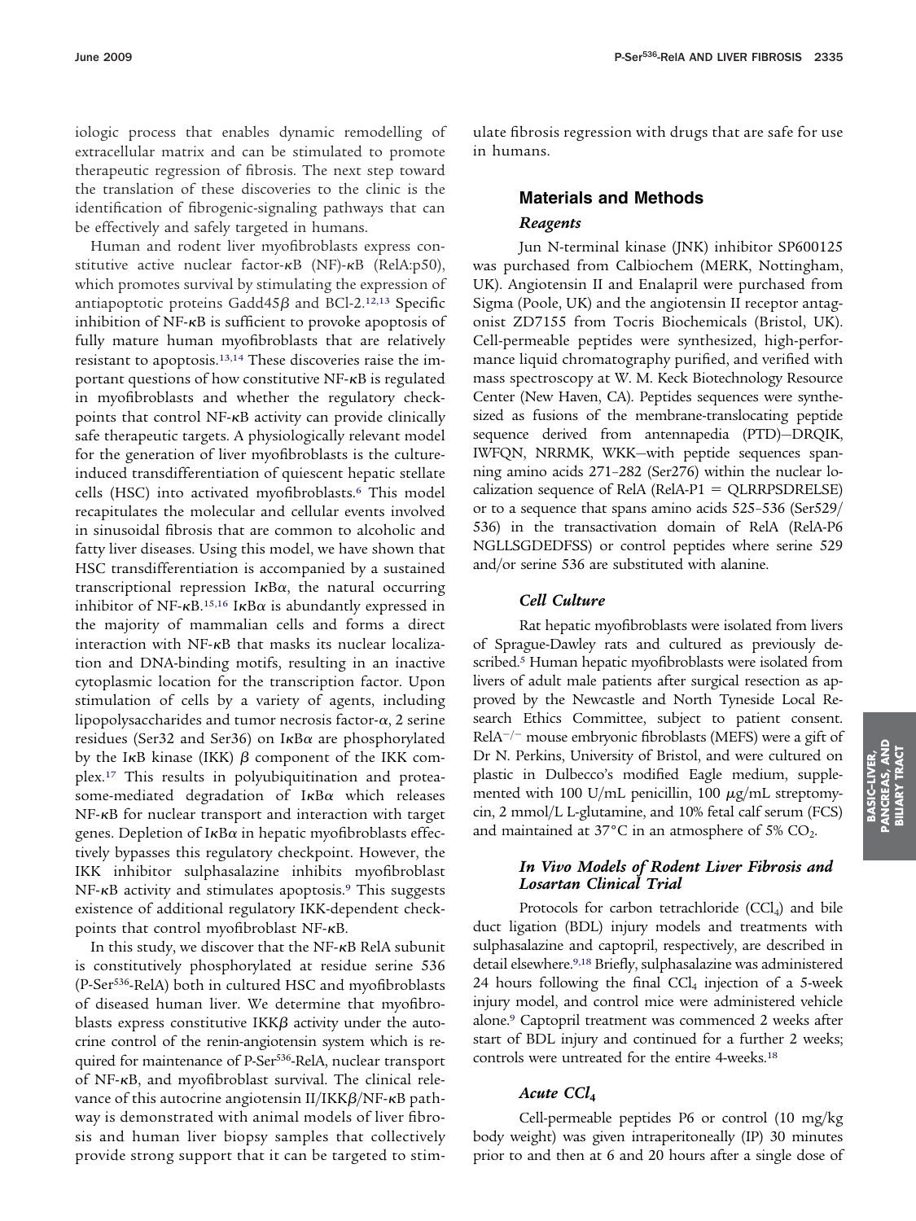iologic process that enables dynamic remodelling of extracellular matrix and can be stimulated to promote therapeutic regression of fibrosis. The next step toward the translation of these discoveries to the clinic is the identification of fibrogenic-signaling pathways that can be effectively and safely targeted in humans.

Human and rodent liver myofibroblasts express constitutive active nuclear factor-κB (NF)-κB (RelA:p50), which promotes survival by stimulating the expression of antiapoptotic proteins Gadd45β and BCl-2.[12,13] Specific inhibition of NF-κB is sufficient to provoke apoptosis of fully mature human myofibroblasts that are relatively resistant to apoptosis.[13,14] These discoveries raise the important questions of how constitutive NF-κB is regulated in myofibroblasts and whether the regulatory checkpoints that control NF-κB can provide clinically safe therapeutic targets. A physiologically relevant model for the generation of liver myofibroblasts is the culture-induced transdifferentiation of quiescent hepatic stellate cells (HSC) into activated myofibroblasts.[6] This model recapitulates the molecular and cellular events involved in sinusoidal fibrosis that are common to alcoholic and fatty liver diseases. Using this model, we have shown that HSC transdifferentiation is accompanied by a sustained transcriptional repression IκBα, the natural occurring inhibitor of NF-κB.[15,16] IκBα is abundantly expressed in the majority of mammalian cells and forms a direct interaction with NF-κB that masks its nuclear localization and DNA-binding motifs, resulting in an inactive cytoplasmic location for the transcription factor. Upon stimulation of cells by a variety of agents, including lipopolysaccharides and tumor necrosis factor-α, 2 serine residues (Ser32 and Ser36) on IκBα are phosphorylated by the IκB kinase (IKK) β component of the IKK complex.[17] This results in polyubiquitination and proteasome-mediated degradation of IκBα which releases NF-κB for nuclear transport and interaction with target genes. Depletion of IκBα in hepatic myofibroblasts effectively bypasses this regulatory checkpoint. However, the IKK inhibitor sulphasalazine inhibits myofibroblast NF-κB activity and stimulates apoptosis.[9] This suggests existence of additional regulatory IKK-dependent checkpoints that control myofibroblast NF-κB.

In this study, we discover that the NF-κB RelA subunit is constitutively phosphorylated at residue serine 536 (P-Ser[536]-RelA) both in cultured HSC and myofibroblasts of diseased human liver. We determine that myofibroblasts express constitutive IKKβ activity under the autocrine control of the renin-angiotensin system which is required for maintenance of P-Ser[536]-RelA, nuclear transport of NF-κB, and myofibroblast survival. The clinical relevance of this autocrine angiotensin II/IKKβ/NF-κB pathway is demonstrated with animal models of liver fibrosis and human liver biopsy samples that collectively provide strong support that it can be targeted to stimulate fibrosis regression with drugs that are safe for use in humans.

## Materials and Methods

### *Reagents*

Jun N-terminal kinase (JNK) inhibitor SP600125 was purchased from Calbiochem (MERK, Nottingham, UK). Angiotensin II and Enalapril were purchased from Sigma (Poole, UK) and the angiotensin II receptor antagonist ZD7155 from Tocris Biochemicals (Bristol, UK). Cell-permeable peptides were synthesized, high-performance liquid chromatography purified, and verified with mass spectroscopy at W. M. Keck Biotechnology Resource Center (New Haven, CA). Peptides sequences were synthesized as fusions of the membrane-translocating peptide sequence derived from antennapedia (PTD)—DRQIK, IWFQN, NRRMK, WKK—with peptide sequences spanning amino acids 271–282 (Ser276) within the nuclear localization sequence of RelA (RelA-P1 = QLRRPSDRELSE) or to a sequence that spans amino acids 525–536 (Ser529/536) in the transactivation domain of RelA (RelA-P6 NGLLSGDEDFSS) or control peptides where serine 529 and/or serine 536 are substituted with alanine.

### *Cell Culture*

Rat hepatic myofibroblasts were isolated from livers of Sprague-Dawley rats and cultured as previously described.[5] Human hepatic myofibroblasts were isolated from livers of adult male patients after surgical resection as approved by the Newcastle and North Tyneside Local Research Ethics Committee, subject to patient consent. RelA$^{-/-}$ mouse embryonic fibroblasts (MEFS) were a gift of Dr N. Perkins, University of Bristol, and were cultured on plastic in Dulbecco's modified Eagle medium, supplemented with 100 U/mL penicillin, 100 μg/mL streptomycin, 2 mmol/L L-glutamine, and 10% fetal calf serum (FCS) and maintained at 37°C in an atmosphere of 5% $CO_2$.

### *In Vivo Models of Rodent Liver Fibrosis and Losartan Clinical Trial*

Protocols for carbon tetrachloride ($CCl_4$) and bile duct ligation (BDL) injury models and treatments with sulphasalazine and captopril, respectively, are described in detail elsewhere.[9,18] Briefly, sulphasalazine was administered 24 hours following the final $CCl_4$ injection of a 5-week injury model, and control mice were administered vehicle alone.[9] Captopril treatment was commenced 2 weeks after start of BDL injury and continued for a further 2 weeks; controls were untreated for the entire 4-weeks.[18]

### *Acute $CCl_4$*

Cell-permeable peptides P6 or control (10 mg/kg body weight) was given intraperitoneally (IP) 30 minutes prior to and then at 6 and 20 hours after a single dose of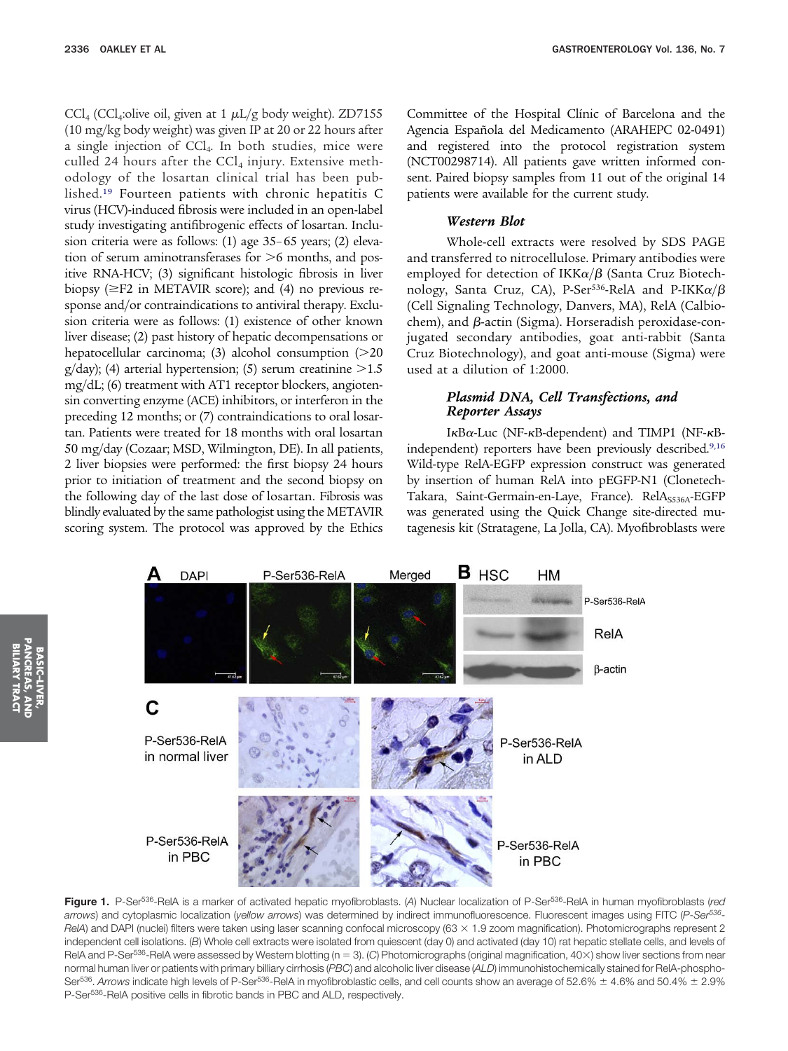$CCl_4$ ($CCl_4$:olive oil, given at 1 $\mu$L/g body weight). ZD7155 (10 mg/kg body weight) was given IP at 20 or 22 hours after a single injection of $CCl_4$. In both studies, mice were culled 24 hours after the $CCl_4$ injury. Extensive methodology of the losartan clinical trial has been published.[19] Fourteen patients with chronic hepatitis C virus (HCV)-induced fibrosis were included in an open-label study investigating antifibrogenic effects of losartan. Inclusion criteria were as follows: (1) age 35–65 years; (2) elevation of serum aminotransferases for >6 months, and positive RNA-HCV; (3) significant histologic fibrosis in liver biopsy (≥F2 in METAVIR score); and (4) no previous response and/or contraindications to antiviral therapy. Exclusion criteria were as follows: (1) existence of other known liver disease; (2) past history of hepatic decompensations or hepatocellular carcinoma; (3) alcohol consumption (>20 g/day); (4) arterial hypertension; (5) serum creatinine >1.5 mg/dL; (6) treatment with AT1 receptor blockers, angiotensin converting enzyme (ACE) inhibitors, or interferon in the preceding 12 months; or (7) contraindications to oral losartan. Patients were treated for 18 months with oral losartan 50 mg/day (Cozaar; MSD, Wilmington, DE). In all patients, 2 liver biopsies were performed: the first biopsy 24 hours prior to initiation of treatment and the second biopsy on the following day of the last dose of losartan. Fibrosis was blindly evaluated by the same pathologist using the METAVIR scoring system. The protocol was approved by the Ethics Committee of the Hospital Clínic of Barcelona and the Agencia Española del Medicamento (ARAHEPC 02-0491) and registered into the protocol registration system (NCT00298714). All patients gave written informed consent. Paired biopsy samples from 11 out of the original 14 patients were available for the current study.

### Western Blot

Whole-cell extracts were resolved by SDS PAGE and transferred to nitrocellulose. Primary antibodies were employed for detection of IKK$\alpha$/$\beta$ (Santa Cruz Biotechnology, Santa Cruz, CA), P-Ser[536]-RelA and P-IKK$\alpha$/$\beta$ (Cell Signaling Technology, Danvers, MA), RelA (Calbiochem), and $\beta$-actin (Sigma). Horseradish peroxidase-conjugated secondary antibodies, goat anti-rabbit (Santa Cruz Biotechnology), and goat anti-mouse (Sigma) were used at a dilution of 1:2000.

### Plasmid DNA, Cell Transfections, and Reporter Assays

I$\kappa$B$\alpha$-Luc (NF-$\kappa$B-dependent) and TIMP1 (NF-$\kappa$B-independent) reporters have been previously described.[9,16] Wild-type RelA-EGFP expression construct was generated by insertion of human RelA into pEGFP-N1 (Clonetech-Takara, Saint-Germain-en-Laye, France). $RelA_{S536A}$-EGFP was generated using the Quick Change site-directed mutagenesis kit (Stratagene, La Jolla, CA). Myofibroblasts were

**Figure 1.** P-Ser[536]-RelA is a marker of activated hepatic myofibroblasts. (*A*) Nuclear localization of P-Ser[536]-RelA in human myofibroblasts (*red arrows*) and cytoplasmic localization (*yellow arrows*) was determined by indirect immunofluorescence. Fluorescent images using FITC (*P-Ser[536]-RelA*) and DAPI (nuclei) filters were taken using laser scanning confocal microscopy (63 × 1.9 zoom magnification). Photomicrographs represent 2 independent cell isolations. (*B*) Whole cell extracts were isolated from quiescent (day 0) and activated (day 10) rat hepatic stellate cells, and levels of RelA and P-Ser[536]-RelA were assessed by Western blotting (n = 3). (*C*) Photomicrographs (original magnification, 40×) show liver sections from near normal human liver or patients with primary billiary cirrhosis (*PBC*) and alcoholic liver disease (*ALD*) immunohistochemically stained for RelA-phospho-Ser[536]. *Arrows* indicate high levels of P-Ser[536]-RelA in myofibroblastic cells, and cell counts show an average of 52.6% ± 4.6% and 50.4% ± 2.9% P-Ser[536]-RelA positive cells in fibrotic bands in PBC and ALD, respectively.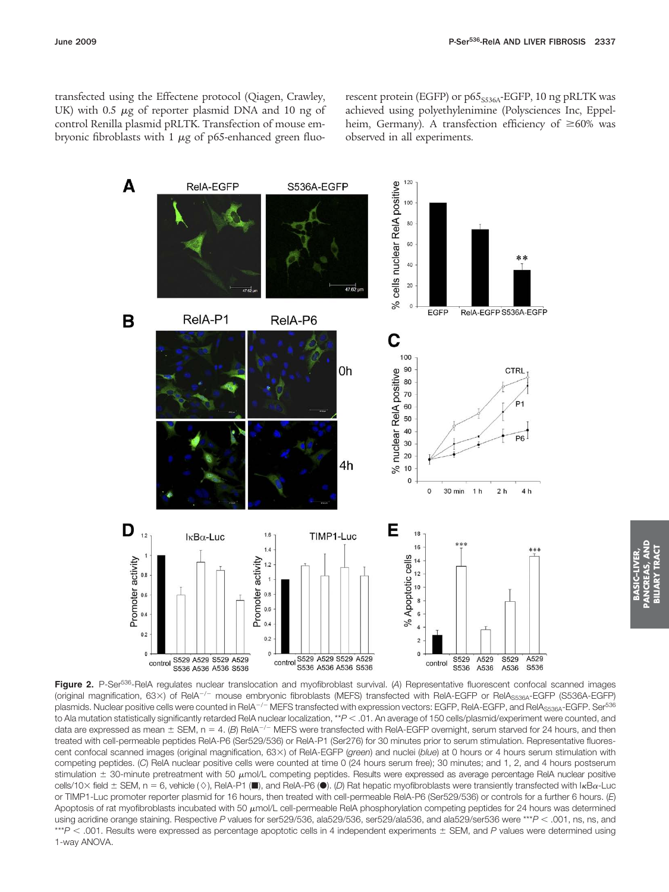transfected using the Effectene protocol (Qiagen, Crawley, UK) with 0.5 μg of reporter plasmid DNA and 10 ng of control Renilla plasmid pRLTK. Transfection of mouse embryonic fibroblasts with 1 μg of p65-enhanced green fluorescent protein (EGFP) or $p65_{S536A}$-EGFP, 10 ng pRLTK was achieved using polyethylenimine (Polysciences Inc, Eppelheim, Germany). A transfection efficiency of ≥60% was observed in all experiments.

**Figure 2.** P-Ser[536]-RelA regulates nuclear translocation and myofibroblast survival. (*A*) Representative fluorescent confocal scanned images (original magnification, 63×) of $RelA^{-/-}$ mouse embryonic fibroblasts (MEFS) transfected with RelA-EGFP or $RelA_{S536A}$-EGFP (S536A-EGFP) plasmids. Nuclear positive cells were counted in $RelA^{-/-}$ MEFS transfected with expression vectors: EGFP, RelA-EGFP, and $RelA_{S536A}$-EGFP. Ser[536] to Ala mutation statistically significantly retarded RelA nuclear localization, **$P < .01$. An average of 150 cells/plasmid/experiment were counted, and data are expressed as mean ± SEM, n = 4. (*B*) $RelA^{-/-}$ MEFS were transfected with RelA-EGFP overnight, serum starved for 24 hours, and then treated with cell-permeable peptides RelA-P6 (Ser529/536) or RelA-P1 (Ser276) for 30 minutes prior to serum stimulation. Representative fluorescent confocal scanned images (original magnification, 63×) of RelA-EGFP (*green*) and nuclei (*blue*) at 0 hours or 4 hours serum stimulation with competing peptides. (*C*) RelA nuclear positive cells were counted at time 0 (24 hours serum free); 30 minutes; and 1, 2, and 4 hours postserum stimulation ± 30-minute pretreatment with 50 μmol/L competing peptides. Results were expressed as average percentage RelA nuclear positive cells/10× field ± SEM, n = 6, vehicle (◇), RelA-P1 (■), and RelA-P6 (●). (*D*) Rat hepatic myofibroblasts were transiently transfected with IκBα-Luc or TIMP1-Luc promoter reporter plasmid for 16 hours, then treated with cell-permeable RelA-P6 (Ser529/536) or controls for a further 6 hours. (*E*) Apoptosis of rat myofibroblasts incubated with 50 μmol/L cell-permeable RelA phosphorylation competing peptides for 24 hours was determined using acridine orange staining. Respective *P* values for ser529/536, ala529/536, ser529/ala536, and ala529/ser536 were ***$P < .001$, ns, ns, and ***$P < .001$. Results were expressed as percentage apoptotic cells in 4 independent experiments ± SEM, and *P* values were determined using 1-way ANOVA.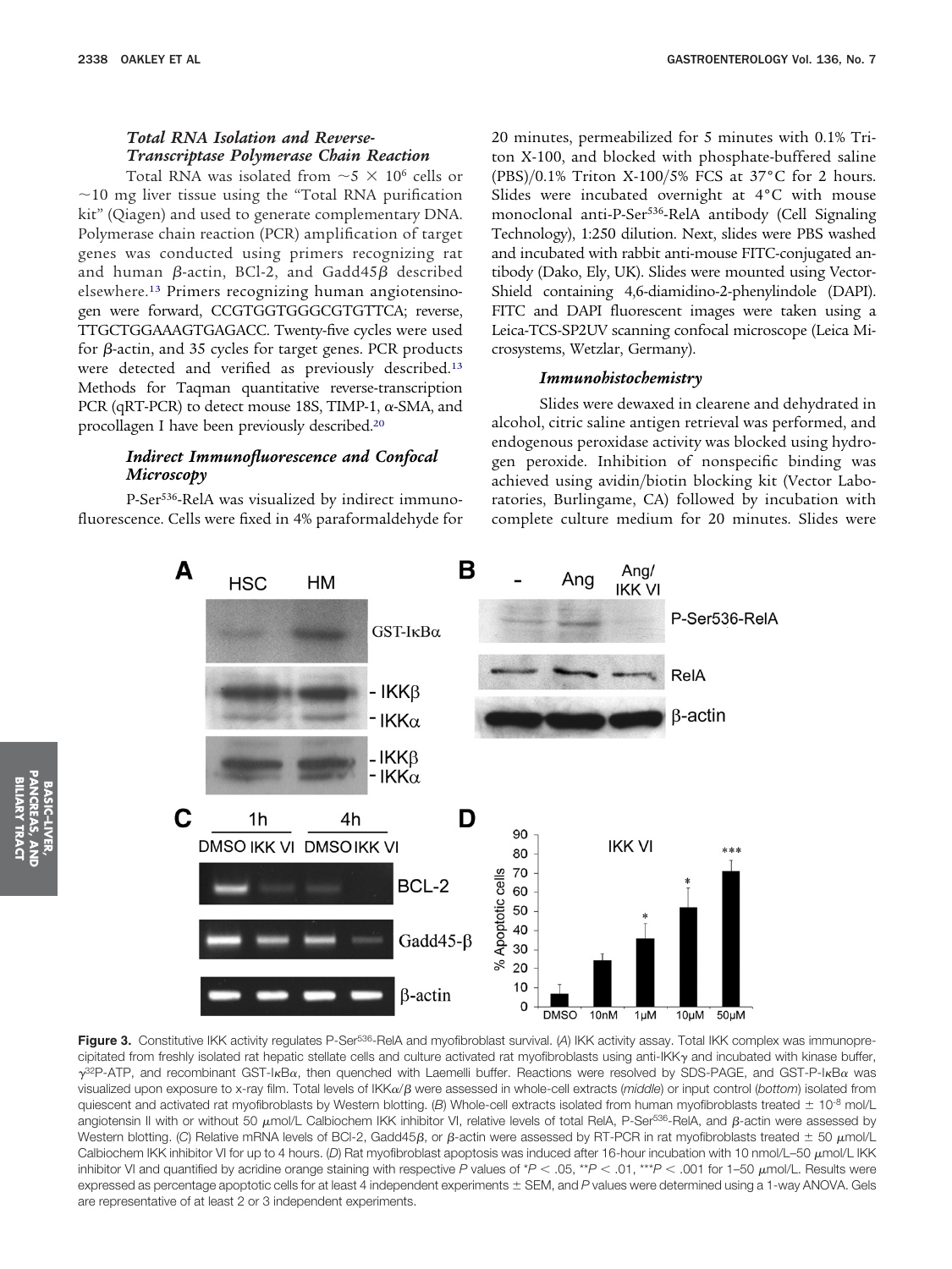### *Total RNA Isolation and Reverse-Transcriptase Polymerase Chain Reaction*

Total RNA was isolated from $\sim 5 \times 10^6$ cells or $\sim$10 mg liver tissue using the "Total RNA purification kit" (Qiagen) and used to generate complementary DNA. Polymerase chain reaction (PCR) amplification of target genes was conducted using primers recognizing rat and human $\beta$-actin, BCl-2, and Gadd45$\beta$ described elsewhere.[13] Primers recognizing human angiotensinogen were forward, CCGTGGTGGGCGTGTTCA; reverse, TTGCTGGAAAGTGAGACC. Twenty-five cycles were used for $\beta$-actin, and 35 cycles for target genes. PCR products were detected and verified as previously described.[13] Methods for Taqman quantitative reverse-transcription PCR (qRT-PCR) to detect mouse 18S, TIMP-1, $\alpha$-SMA, and procollagen I have been previously described.[20]

### *Indirect Immunofluorescence and Confocal Microscopy*

P-Ser[536]-RelA was visualized by indirect immunofluorescence. Cells were fixed in 4% paraformaldehyde for 20 minutes, permeabilized for 5 minutes with 0.1% Triton X-100, and blocked with phosphate-buffered saline (PBS)/0.1% Triton X-100/5% FCS at 37°C for 2 hours. Slides were incubated overnight at 4°C with mouse monoclonal anti-P-Ser[536]-RelA antibody (Cell Signaling Technology), 1:250 dilution. Next, slides were PBS washed and incubated with rabbit anti-mouse FITC-conjugated antibody (Dako, Ely, UK). Slides were mounted using Vector-Shield containing 4,6-diamidino-2-phenylindole (DAPI). FITC and DAPI fluorescent images were taken using a Leica-TCS-SP2UV scanning confocal microscope (Leica Microsystems, Wetzlar, Germany).

### *Immunohistochemistry*

Slides were dewaxed in clearene and dehydrated in alcohol, citric saline antigen retrieval was performed, and endogenous peroxidase activity was blocked using hydrogen peroxide. Inhibition of nonspecific binding was achieved using avidin/biotin blocking kit (Vector Laboratories, Burlingame, CA) followed by incubation with complete culture medium for 20 minutes. Slides were

**Figure 3.** Constitutive IKK activity regulates P-Ser[536]-RelA and myofibroblast survival. (*A*) IKK activity assay. Total IKK complex was immunoprecipitated from freshly isolated rat hepatic stellate cells and culture activated rat myofibroblasts using anti-IKK$\gamma$ and incubated with kinase buffer, $\gamma^{32}$P-ATP, and recombinant GST-I$\kappa$B$\alpha$, then quenched with Laemelli buffer. Reactions were resolved by SDS-PAGE, and GST-P-I$\kappa$B$\alpha$ was visualized upon exposure to x-ray film. Total levels of IKK$\alpha$/$\beta$ were assessed in whole-cell extracts (*middle*) or input control (*bottom*) isolated from quiescent and activated rat myofibroblasts by Western blotting. (*B*) Whole-cell extracts isolated from human myofibroblasts treated $\pm$ $10^{-8}$ mol/L angiotensin II with or without 50 $\mu$mol/L Calbiochem IKK inhibitor VI, relative levels of total RelA, P-Ser[536]-RelA, and $\beta$-actin were assessed by Western blotting. (*C*) Relative mRNA levels of Bcl-2, Gadd45$\beta$, or $\beta$-actin were assessed by RT-PCR in rat myofibroblasts treated $\pm$ 50 $\mu$mol/L Calbiochem IKK inhibitor VI for up to 4 hours. (*D*) Rat myofibroblast apoptosis was induced after 16-hour incubation with 10 nmol/L–50 $\mu$mol/L IKK inhibitor VI and quantified by acridine orange staining with respective *P* values of $^{*}P < .05$, $^{**}P < .01$, $^{***}P < .001$ for 1–50 $\mu$mol/L. Results were expressed as percentage apoptotic cells for at least 4 independent experiments $\pm$ SEM, and *P* values were determined using a 1-way ANOVA. Gels are representative of at least 2 or 3 independent experiments.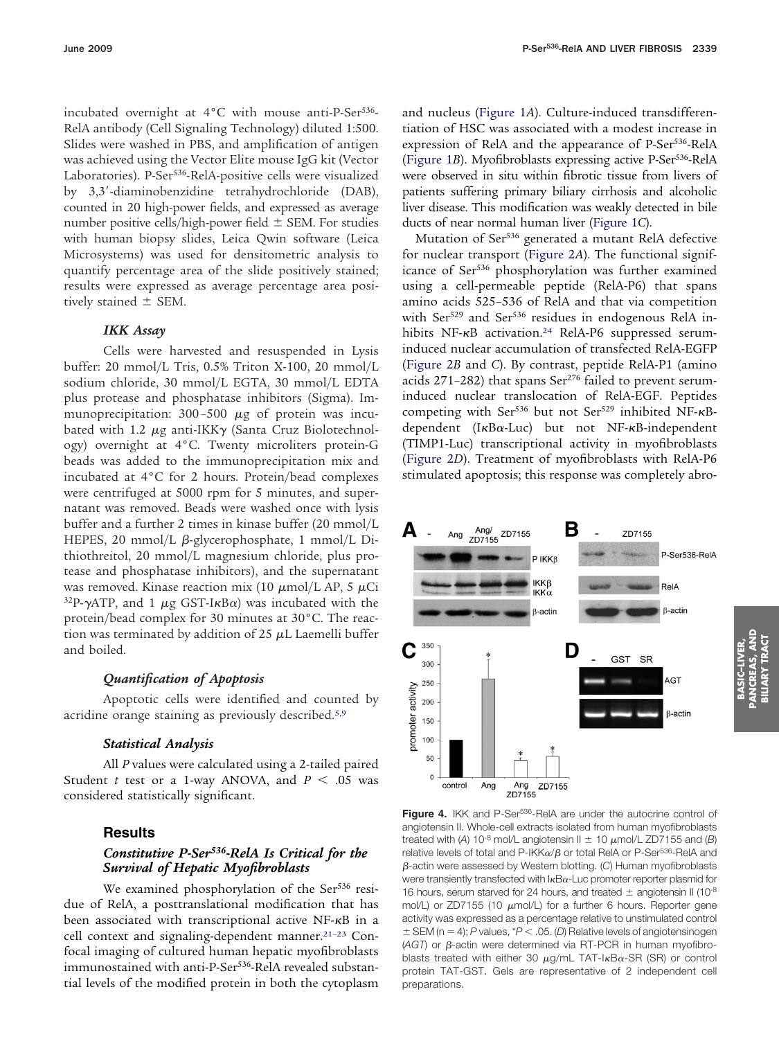incubated overnight at 4°C with mouse anti-P-Ser[536]-RelA antibody (Cell Signaling Technology) diluted 1:500. Slides were washed in PBS, and amplification of antigen was achieved using the Vector Elite mouse IgG kit (Vector Laboratories). P-Ser[536]-RelA-positive cells were visualized by 3,3′-diaminobenzidine tetrahydrochloride (DAB), counted in 20 high-power fields, and expressed as average number positive cells/high-power field ± SEM. For studies with human biopsy slides, Leica Qwin software (Leica Microsystems) was used for densitometric analysis to quantify percentage area of the slide positively stained; results were expressed as average percentage area positively stained ± SEM.

### *IKK Assay*

Cells were harvested and resuspended in Lysis buffer: 20 mmol/L Tris, 0.5% Triton X-100, 20 mmol/L sodium chloride, 30 mmol/L EGTA, 30 mmol/L EDTA plus protease and phosphatase inhibitors (Sigma). Immunoprecipitation: 300–500 μg of protein was incubated with 1.2 μg anti-IKKγ (Santa Cruz Biolotechnology) overnight at 4°C. Twenty microliters protein-G beads was added to the immunoprecipitation mix and incubated at 4°C for 2 hours. Protein/bead complexes were centrifuged at 5000 rpm for 5 minutes, and supernatant was removed. Beads were washed once with lysis buffer and a further 2 times in kinase buffer (20 mmol/L HEPES, 20 mmol/L β-glycerophosphate, 1 mmol/L Dithiothreitol, 20 mmol/L magnesium chloride, plus protease and phosphatase inhibitors), and the supernatant was removed. Kinase reaction mix (10 μmol/L AP, 5 μCi $^{32}$P-γATP, and 1 μg GST-IκBα) was incubated with the protein/bead complex for 30 minutes at 30°C. The reaction was terminated by addition of 25 μL Laemelli buffer and boiled.

### *Quantification of Apoptosis*

Apoptotic cells were identified and counted by acridine orange staining as previously described.[5,9]

### *Statistical Analysis*

All *P* values were calculated using a 2-tailed paired Student *t* test or a 1-way ANOVA, and $P < .05$ was considered statistically significant.

## Results

### *Constitutive P-Ser[536]-RelA Is Critical for the Survival of Hepatic Myofibroblasts*

We examined phosphorylation of the Ser[536] residue of RelA, a posttranslational modification that has been associated with transcriptional active NF-κB in a cell context and signaling-dependent manner.[21–23] Confocal imaging of cultured human hepatic myofibroblasts immunostained with anti-P-Ser[536]-RelA revealed substantial levels of the modified protein in both the cytoplasm and nucleus (Figure 1*A*). Culture-induced transdifferentiation of HSC was associated with a modest increase in expression of RelA and the appearance of P-Ser[536]-RelA (Figure 1*B*). Myofibroblasts expressing active P-Ser[536]-RelA were observed in situ within fibrotic tissue from livers of patients suffering primary biliary cirrhosis and alcoholic liver disease. This modification was weakly detected in bile ducts of near normal human liver (Figure 1*C*).

Mutation of Ser[536] generated a mutant RelA defective for nuclear transport (Figure 2*A*). The functional significance of Ser[536] phosphorylation was further examined using a cell-permeable peptide (RelA-P6) that spans amino acids 525–536 of RelA and that via competition with Ser[529] and Ser[536] residues in endogenous RelA inhibits NF-κB activation.[24] RelA-P6 suppressed serum-induced nuclear accumulation of transfected RelA-EGFP (Figure 2*B* and *C*). By contrast, peptide RelA-P1 (amino acids 271–282) that spans Ser[276] failed to prevent serum-induced nuclear translocation of RelA-EGF. Peptides competing with Ser[536] but not Ser[529] inhibited NF-κB-dependent (IκBα-Luc) but not NF-κB-independent (TIMP1-Luc) transcriptional activity in myofibroblasts (Figure 2*D*). Treatment of myofibroblasts with RelA-P6 stimulated apoptosis; this response was completely abro-

**Figure 4.** IKK and P-Ser[536]-RelA are under the autocrine control of angiotensin II. Whole-cell extracts isolated from human myofibroblasts treated with (*A*) $10^{-8}$ mol/L angiotensin II ± 10 μmol/L ZD7155 and (*B*) relative levels of total and P-IKKα/β or total RelA or P-Ser[536]-RelA and β-actin were assessed by Western blotting. (*C*) Human myofibroblasts were transiently transfected with IκBα-Luc promoter reporter plasmid for 16 hours, serum starved for 24 hours, and treated ± angiotensin II ($10^{-8}$ mol/L) or ZD7155 (10 μmol/L) for a further 6 hours. Reporter gene activity was expressed as a percentage relative to unstimulated control ± SEM (n = 4); *P* values, \*$P < .05$. (*D*) Relative levels of angiotensinogen (*AGT*) or β-actin were determined via RT-PCR in human myofibroblasts treated with either 30 μg/mL TAT-IκBα-SR (SR) or control protein TAT-GST. Gels are representative of 2 independent cell preparations.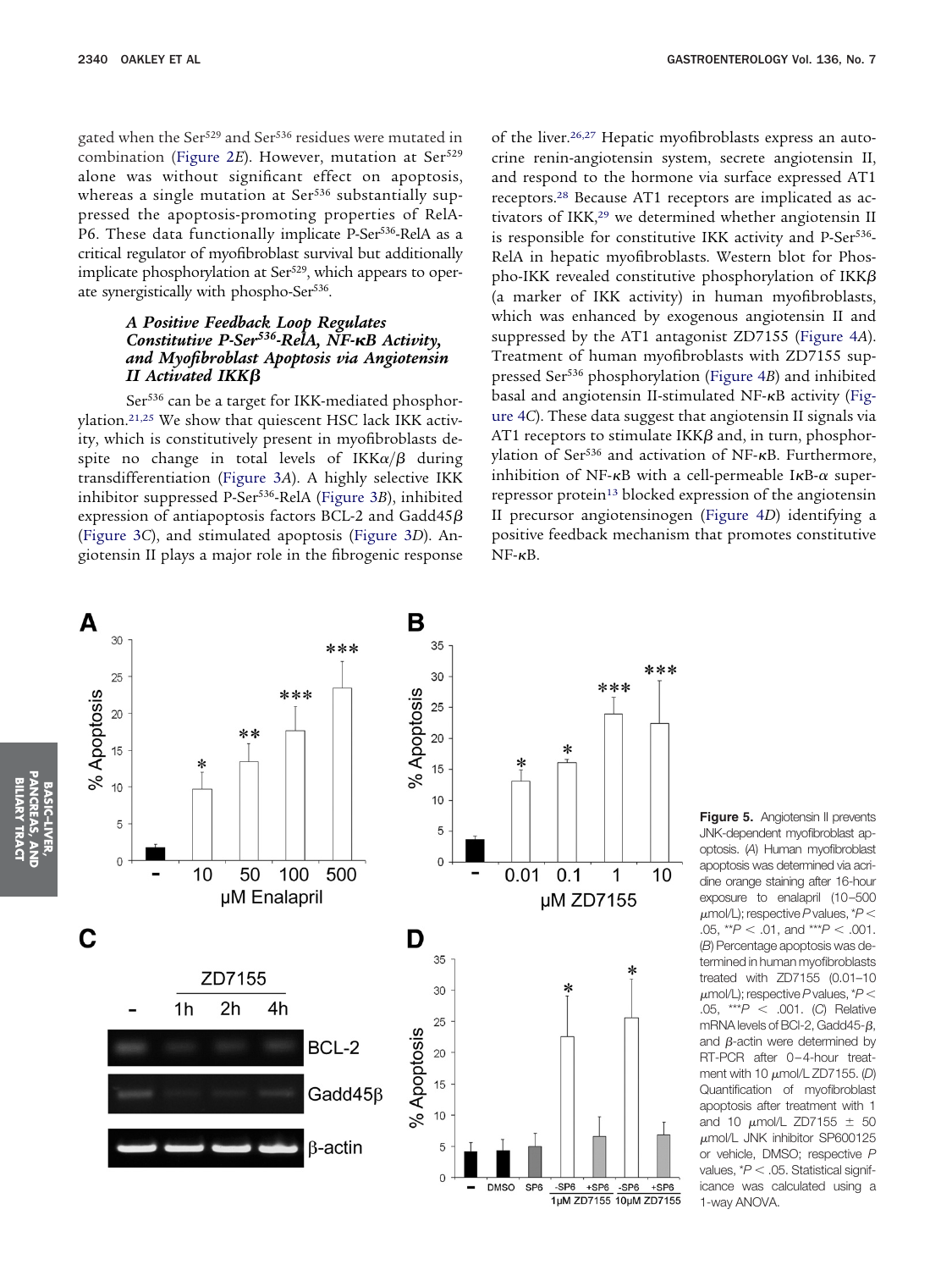gated when the Ser[529] and Ser[536] residues were mutated in combination (Figure 2*E*). However, mutation at Ser[529] alone was without significant effect on apoptosis, whereas a single mutation at Ser[536] substantially suppressed the apoptosis-promoting properties of RelA-P6. These data functionally implicate P-Ser[536]-RelA as a critical regulator of myofibroblast survival but additionally implicate phosphorylation at Ser[529], which appears to operate synergistically with phospho-Ser[536].

### *A Positive Feedback Loop Regulates Constitutive P-Ser[536]-RelA, NF-κB Activity, and Myofibroblast Apoptosis via Angiotensin II Activated IKKβ*

Ser[536] can be a target for IKK-mediated phosphorylation.[21,25] We show that quiescent HSC lack IKK activity, which is constitutively present in myofibroblasts despite no change in total levels of IKKα/β during transdifferentiation (Figure 3*A*). A highly selective IKK inhibitor suppressed P-Ser[536]-RelA (Figure 3*B*), inhibited expression of antiapoptosis factors BCL-2 and Gadd45β (Figure 3*C*), and stimulated apoptosis (Figure 3*D*). Angiotensin II plays a major role in the fibrogenic response of the liver.[26,27] Hepatic myofibroblasts express an autocrine renin-angiotensin system, secrete angiotensin II, and respond to the hormone via surface expressed AT1 receptors.[28] Because AT1 receptors are implicated as activators of IKK,[29] we determined whether angiotensin II is responsible for constitutive IKK activity and P-Ser[536]-RelA in hepatic myofibroblasts. Western blot for Phospho-IKK revealed constitutive phosphorylation of IKKβ (a marker of IKK activity) in human myofibroblasts, which was enhanced by exogenous angiotensin II and suppressed by the AT1 antagonist ZD7155 (Figure 4*A*). Treatment of human myofibroblasts with ZD7155 suppressed Ser[536] phosphorylation (Figure 4*B*) and inhibited basal and angiotensin II-stimulated NF-κB activity (Figure 4*C*). These data suggest that angiotensin II signals via AT1 receptors to stimulate IKKβ and, in turn, phosphorylation of Ser[536] and activation of NF-κB. Furthermore, inhibition of NF-κB with a cell-permeable IκB-α super-repressor protein[13] blocked expression of the angiotensin II precursor angiotensinogen (Figure 4*D*) identifying a positive feedback mechanism that promotes constitutive NF-κB.

**Figure 5.** Angiotensin II prevents JNK-dependent myofibroblast apoptosis. (*A*) Human myofibroblast apoptosis was determined via acridine orange staining after 16-hour exposure to enalapril (10–500 μmol/L); respective *P* values, \**P* < .05, \*\**P* < .01, and \*\*\**P* < .001. (*B*) Percentage apoptosis was determined in human myofibroblasts treated with ZD7155 (0.01–10 μmol/L); respective *P* values, \**P* < .05, \*\*\**P* < .001. (*C*) Relative mRNA levels of Bcl-2, Gadd45-β, and β-actin were determined by RT-PCR after 0–4-hour treatment with 10 μmol/L ZD7155. (*D*) Quantification of myofibroblast apoptosis after treatment with 1 and 10 μmol/L ZD7155 ± 50 μmol/L JNK inhibitor SP600125 or vehicle, DMSO; respective *P* values, \**P* < .05. Statistical significance was calculated using a 1-way ANOVA.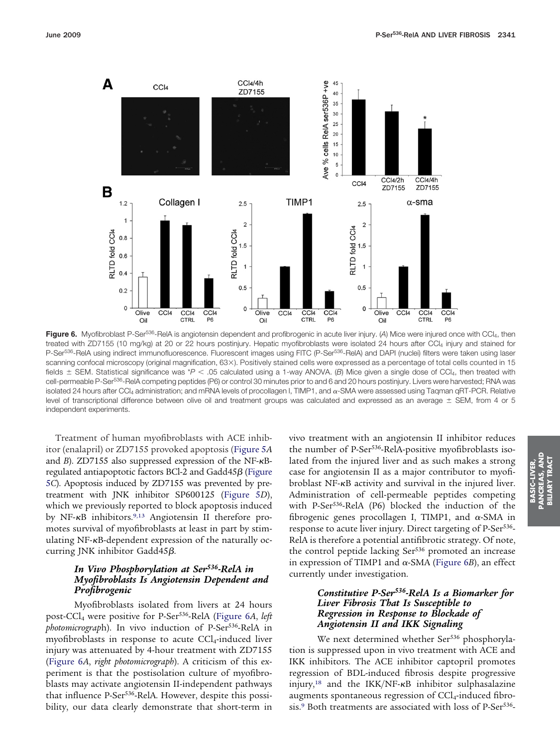**Figure 6.** Myofibroblast P-Ser[536]-RelA is angiotensin dependent and profibrogenic in acute liver injury. (*A*) Mice were injured once with $CCl_4$, then treated with ZD7155 (10 mg/kg) at 20 or 22 hours postinjury. Hepatic myofibroblasts were isolated 24 hours after $CCl_4$ injury and stained for P-Ser[536]-RelA using indirect immunofluorescence. Fluorescent images using FITC (P-Ser[536]-RelA) and DAPI (nuclei) filters were taken using laser scanning confocal microscopy (original magnification, 63×). Positively stained cells were expressed as a percentage of total cells counted in 15 fields ± SEM. Statistical significance was $^{*}P < .05$ calculated using a 1-way ANOVA. (*B*) Mice given a single dose of $CCl_4$, then treated with cell-permeable P-Ser[536]-RelA competing peptides (P6) or control 30 minutes prior to and 6 and 20 hours postinjury. Livers were harvested; RNA was isolated 24 hours after $CCl_4$ administration; and mRNA levels of procollagen I, TIMP1, and α-SMA were assessed using Taqman qRT-PCR. Relative level of transcriptional difference between olive oil and treatment groups was calculated and expressed as an average ± SEM, from 4 or 5 independent experiments.

Treatment of human myofibroblasts with ACE inhibitor (enalapril) or ZD7155 provoked apoptosis (Figure 5*A* and *B*). ZD7155 also suppressed expression of the NF-κB-regulated antiapoptotic factors BCl-2 and Gadd45β (Figure 5*C*). Apoptosis induced by ZD7155 was prevented by pretreatment with JNK inhibitor SP600125 (Figure 5*D*), which we previously reported to block apoptosis induced by NF-κB inhibitors.[9,13] Angiotensin II therefore promotes survival of myofibroblasts at least in part by stimulating NF-κB-dependent expression of the naturally occurring JNK inhibitor Gadd45β.

### *In Vivo Phosphorylation at Ser[536]-RelA in Myofibroblasts Is Angiotensin Dependent and Profibrogenic*

Myofibroblasts isolated from livers at 24 hours post-$CCl_4$ were positive for P-Ser[536]-RelA (Figure 6*A*, *left photomicrograph*). In vivo induction of P-Ser[536]-RelA in myofibroblasts in response to acute $CCl_4$-induced liver injury was attenuated by 4-hour treatment with ZD7155 (Figure 6*A*, *right photomicrograph*). A criticism of this experiment is that the postisolation culture of myofibroblasts may activate angiotensin II-independent pathways that influence P-Ser[536]-RelA. However, despite this possibility, our data clearly demonstrate that short-term in vivo treatment with an angiotensin II inhibitor reduces the number of P-Ser[536]-RelA-positive myofibroblasts isolated from the injured liver and as such makes a strong case for angiotensin II as a major contributor to myofibroblast NF-κB activity and survival in the injured liver. Administration of cell-permeable peptides competing with P-Ser[536]-RelA (P6) blocked the induction of the fibrogenic genes procollagen I, TIMP1, and α-SMA in response to acute liver injury. Direct targeting of P-Ser[536]-RelA is therefore a potential antifibrotic strategy. Of note, the control peptide lacking Ser[536] promoted an increase in expression of TIMP1 and α-SMA (Figure 6*B*), an effect currently under investigation.

### *Constitutive P-Ser[536]-RelA Is a Biomarker for Liver Fibrosis That Is Susceptible to Regression in Response to Blockade of Angiotensin II and IKK Signaling*

We next determined whether Ser[536] phosphorylation is suppressed upon in vivo treatment with ACE and IKK inhibitors. The ACE inhibitor captopril promotes regression of BDL-induced fibrosis despite progressive injury,[18] and the IKK/NF-κB inhibitor sulphasalazine augments spontaneous regression of $CCl_4$-induced fibrosis.[9] Both treatments are associated with loss of P-Ser[536]-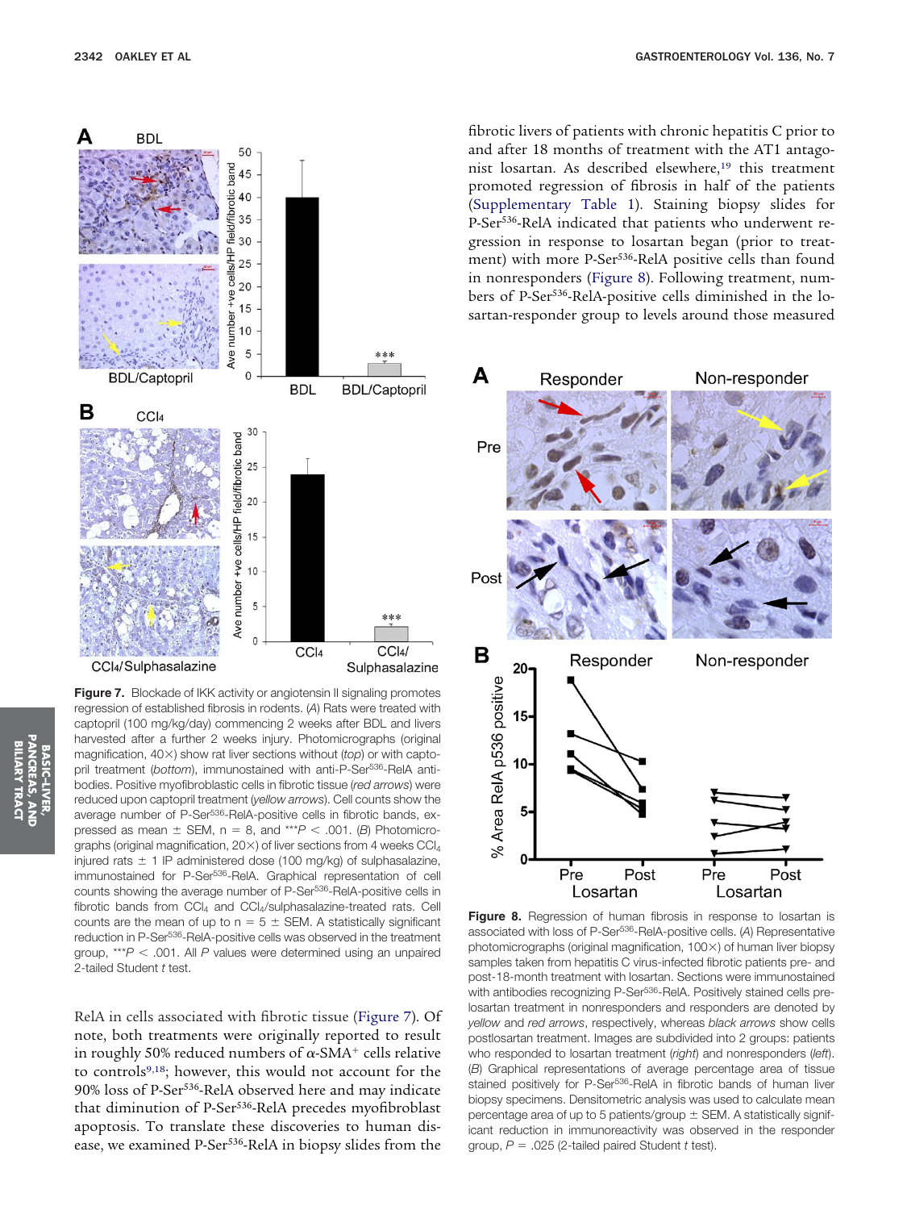**Figure 7.** Blockade of IKK activity or angiotensin II signaling promotes regression of established fibrosis in rodents. (*A*) Rats were treated with captopril (100 mg/kg/day) commencing 2 weeks after BDL and livers harvested after a further 2 weeks injury. Photomicrographs (original magnification, 40×) show rat liver sections without (*top*) or with captopril treatment (*bottom*), immunostained with anti-P-Ser[536]-RelA antibodies. Positive myofibroblastic cells in fibrotic tissue (*red arrows*) were reduced upon captopril treatment (*yellow arrows*). Cell counts show the average number of P-Ser[536]-RelA-positive cells in fibrotic bands, expressed as mean ± SEM, n = 8, and $^{***}P < .001$. (*B*) Photomicrographs (original magnification, 20×) of liver sections from 4 weeks $CCl_4$ injured rats ± 1 IP administered dose (100 mg/kg) of sulphasalazine, immunostained for P-Ser[536]-RelA. Graphical representation of cell counts showing the average number of P-Ser[536]-RelA-positive cells in fibrotic bands from $CCl_4$ and $CCl_4$/sulphasalazine-treated rats. Cell counts are the mean of up to n = 5 ± SEM. A statistically significant reduction in P-Ser[536]-RelA-positive cells was observed in the treatment group, $^{***}P < .001$. All *P* values were determined using an unpaired 2-tailed Student *t* test.

RelA in cells associated with fibrotic tissue (Figure 7). Of note, both treatments were originally reported to result in roughly 50% reduced numbers of $\alpha$-SMA$^+$ cells relative to controls[9,18]; however, this would not account for the 90% loss of P-Ser[536]-RelA observed here and may indicate that diminution of P-Ser[536]-RelA precedes myofibroblast apoptosis. To translate these discoveries to human disease, we examined P-Ser[536]-RelA in biopsy slides from the fibrotic livers of patients with chronic hepatitis C prior to and after 18 months of treatment with the AT1 antagonist losartan. As described elsewhere,[19] this treatment promoted regression of fibrosis in half of the patients (Supplementary Table 1). Staining biopsy slides for P-Ser[536]-RelA indicated that patients who underwent regression in response to losartan began (prior to treatment) with more P-Ser[536]-RelA positive cells than found in nonresponders (Figure 8). Following treatment, numbers of P-Ser[536]-RelA-positive cells diminished in the losartan-responder group to levels around those measured

**Figure 8.** Regression of human fibrosis in response to losartan is associated with loss of P-Ser[536]-RelA-positive cells. (*A*) Representative photomicrographs (original magnification, 100×) of human liver biopsy samples taken from hepatitis C virus-infected fibrotic patients pre- and post-18-month treatment with losartan. Sections were immunostained with antibodies recognizing P-Ser[536]-RelA. Positively stained cells pre-losartan treatment in nonresponders and responders are denoted by *yellow* and *red arrows*, respectively, whereas *black arrows* show cells postlosartan treatment. Images are subdivided into 2 groups: patients who responded to losartan treatment (*right*) and nonresponders (*left*). (*B*) Graphical representations of average percentage area of tissue stained positively for P-Ser[536]-RelA in fibrotic bands of human liver biopsy specimens. Densitometric analysis was used to calculate mean percentage area of up to 5 patients/group ± SEM. A statistically significant reduction in immunoreactivity was observed in the responder group, *P* = .025 (2-tailed paired Student *t* test).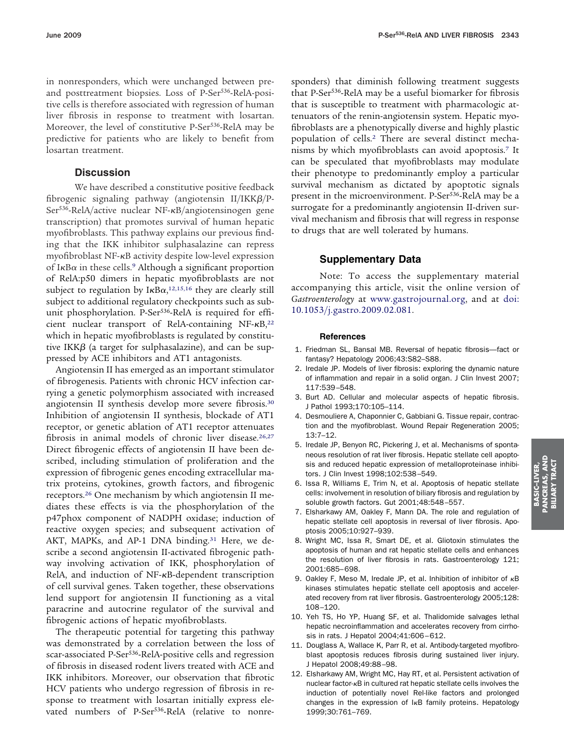in nonresponders, which were unchanged between pre- and posttreatment biopsies. Loss of P-Ser$^{536}$-RelA-positive cells is therefore associated with regression of human liver fibrosis in response to treatment with losartan. Moreover, the level of constitutive P-Ser$^{536}$-RelA may be predictive for patients who are likely to benefit from losartan treatment.

## Discussion

We have described a constitutive positive feedback fibrogenic signaling pathway (angiotensin II/IKK$\beta$/P-Ser$^{536}$-RelA/active nuclear NF-$\kappa$B/angiotensinogen gene transcription) that promotes survival of human hepatic myofibroblasts. This pathway explains our previous finding that the IKK inhibitor sulphasalazine can repress myofibroblast NF-$\kappa$B activity despite low-level expression of I$\kappa$B$\alpha$ in these cells.[9] Although a significant proportion of RelA:p50 dimers in hepatic myofibroblasts are not subject to regulation by I$\kappa$B$\alpha$,[12,15,16] they are clearly still subject to additional regulatory checkpoints such as subunit phosphorylation. P-Ser$^{536}$-RelA is required for efficient nuclear transport of RelA-containing NF-$\kappa$B,[22] which in hepatic myofibroblasts is regulated by constitutive IKK$\beta$ (a target for sulphasalazine), and can be suppressed by ACE inhibitors and AT1 antagonists.

Angiotensin II has emerged as an important stimulator of fibrogenesis. Patients with chronic HCV infection carrying a genetic polymorphism associated with increased angiotensin II synthesis develop more severe fibrosis.[30] Inhibition of angiotensin II synthesis, blockade of AT1 receptor, or genetic ablation of AT1 receptor attenuates fibrosis in animal models of chronic liver disease.[26,27] Direct fibrogenic effects of angiotensin II have been described, including stimulation of proliferation and the expression of fibrogenic genes encoding extracellular matrix proteins, cytokines, growth factors, and fibrogenic receptors.[26] One mechanism by which angiotensin II mediates these effects is via the phosphorylation of the p47phox component of NADPH oxidase; induction of reactive oxygen species; and subsequent activation of AKT, MAPKs, and AP-1 DNA binding.[31] Here, we describe a second angiotensin II-activated fibrogenic pathway involving activation of IKK, phosphorylation of RelA, and induction of NF-$\kappa$B-dependent transcription of cell survival genes. Taken together, these observations lend support for angiotensin II functioning as a vital paracrine and autocrine regulator of the survival and fibrogenic actions of hepatic myofibroblasts.

The therapeutic potential for targeting this pathway was demonstrated by a correlation between the loss of scar-associated P-Ser$^{536}$-RelA-positive cells and regression of fibrosis in diseased rodent livers treated with ACE and IKK inhibitors. Moreover, our observation that fibrotic HCV patients who undergo regression of fibrosis in response to treatment with losartan initially express elevated numbers of P-Ser$^{536}$-RelA (relative to nonresponders) that diminish following treatment suggests that P-Ser$^{536}$-RelA may be a useful biomarker for fibrosis that is susceptible to treatment with pharmacologic attenuators of the renin-angiotensin system. Hepatic myofibroblasts are a phenotypically diverse and highly plastic population of cells.[2] There are several distinct mechanisms by which myofibroblasts can avoid apoptosis.[7] It can be speculated that myofibroblasts may modulate their phenotype to predominantly employ a particular survival mechanism as dictated by apoptotic signals present in the microenvironment. P-Ser$^{536}$-RelA may be a surrogate for a predominantly angiotensin II-driven survival mechanism and fibrosis that will regress in response to drugs that are well tolerated by humans.

## Supplementary Data

Note: To access the supplementary material accompanying this article, visit the online version of *Gastroenterology* at www.gastrojournal.org, and at doi: 10.1053/j.gastro.2009.02.081.

### References

1. Friedman SL, Bansal MB. Reversal of hepatic fibrosis—fact or fantasy? Hepatology 2006;43:S82–S88.
2. Iredale JP. Models of liver fibrosis: exploring the dynamic nature of inflammation and repair in a solid organ. J Clin Invest 2007; 117:539–548.
3. Burt AD. Cellular and molecular aspects of hepatic fibrosis. J Pathol 1993;170:105–114.
4. Desmouliere A, Chaponnier C, Gabbiani G. Tissue repair, contraction and the myofibroblast. Wound Repair Regeneration 2005; 13:7–12.
5. Iredale JP, Benyon RC, Pickering J, et al. Mechanisms of spontaneous resolution of rat liver fibrosis. Hepatic stellate cell apoptosis and reduced hepatic expression of metalloproteinase inhibitors. J Clin Invest 1998;102:538–549.
6. Issa R, Williams E, Trim N, et al. Apoptosis of hepatic stellate cells: involvement in resolution of biliary fibrosis and regulation by soluble growth factors. Gut 2001;48:548–557.
7. Elsharkawy AM, Oakley F, Mann DA. The role and regulation of hepatic stellate cell apoptosis in reversal of liver fibrosis. Apoptosis 2005;10:927–939.
8. Wright MC, Issa R, Smart DE, et al. Gliotoxin stimulates the apoptosis of human and rat hepatic stellate cells and enhances the resolution of liver fibrosis in rats. Gastroenterology 121; 2001:685–698.
9. Oakley F, Meso M, Iredale JP, et al. Inhibition of inhibitor of $\kappa$B kinases stimulates hepatic stellate cell apoptosis and accelerated recovery from rat liver fibrosis. Gastroenterology 2005;128: 108–120.
10. Yeh TS, Ho YP, Huang SF, et al. Thalidomide salvages lethal hepatic necroinflammation and accelerates recovery from cirrhosis in rats. J Hepatol 2004;41:606–612.
11. Douglass A, Wallace K, Parr R, et al. Antibody-targeted myofibroblast apoptosis reduces fibrosis during sustained liver injury. J Hepatol 2008;49:88–98.
12. Elsharkawy AM, Wright MC, Hay RT, et al. Persistent activation of nuclear factor-$\kappa$B in cultured rat hepatic stellate cells involves the induction of potentially novel Rel-like factors and prolonged changes in the expression of I$\kappa$B family proteins. Hepatology 1999;30:761–769.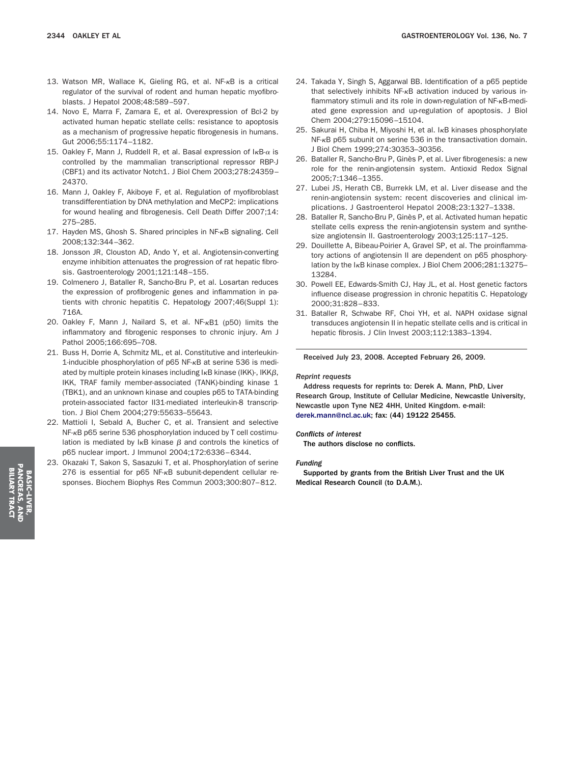13. Watson MR, Wallace K, Gieling RG, et al. NF-κB is a critical regulator of the survival of rodent and human hepatic myofibroblasts. J Hepatol 2008;48:589–597.
14. Novo E, Marra F, Zamara E, et al. Overexpression of Bcl-2 by activated human hepatic stellate cells: resistance to apoptosis as a mechanism of progressive hepatic fibrogenesis in humans. Gut 2006;55:1174–1182.
15. Oakley F, Mann J, Ruddell R, et al. Basal expression of IκB-α is controlled by the mammalian transcriptional repressor RBP-J (CBF1) and its activator Notch1. J Biol Chem 2003;278:24359–24370.
16. Mann J, Oakley F, Akiboye F, et al. Regulation of myofibroblast transdifferentiation by DNA methylation and MeCP2: implications for wound healing and fibrogenesis. Cell Death Differ 2007;14:275–285.
17. Hayden MS, Ghosh S. Shared principles in NF-κB signaling. Cell 2008;132:344–362.
18. Jonsson JR, Clouston AD, Ando Y, et al. Angiotensin-converting enzyme inhibition attenuates the progression of rat hepatic fibrosis. Gastroenterology 2001;121:148–155.
19. Colmenero J, Bataller R, Sancho-Bru P, et al. Losartan reduces the expression of profibrogenic genes and inflammation in patients with chronic hepatitis C. Hepatology 2007;46(Suppl 1):716A.
20. Oakley F, Mann J, Nailard S, et al. NF-κB1 (p50) limits the inflammatory and fibrogenic responses to chronic injury. Am J Pathol 2005;166:695–708.
21. Buss H, Dorrie A, Schmitz ML, et al. Constitutive and interleukin-1-inducible phosphorylation of p65 NF-κB at serine 536 is mediated by multiple protein kinases including IκB kinase (IKK)-, IKKβ, IKK, TRAF family member-associated (TANK)-binding kinase 1 (TBK1), and an unknown kinase and couples p65 to TATA-binding protein-associated factor II31-mediated interleukin-8 transcription. J Biol Chem 2004;279:55633–55643.
22. Mattioli I, Sebald A, Bucher C, et al. Transient and selective NF-κB p65 serine 536 phosphorylation induced by T cell costimulation is mediated by IκB kinase β and controls the kinetics of p65 nuclear import. J Immunol 2004;172:6336–6344.
23. Okazaki T, Sakon S, Sasazuki T, et al. Phosphorylation of serine 276 is essential for p65 NF-κB subunit-dependent cellular responses. Biochem Biophys Res Commun 2003;300:807–812.
24. Takada Y, Singh S, Aggarwal BB. Identification of a p65 peptide that selectively inhibits NF-κB activation induced by various inflammatory stimuli and its role in down-regulation of NF-κB-mediated gene expression and up-regulation of apoptosis. J Biol Chem 2004;279:15096–15104.
25. Sakurai H, Chiba H, Miyoshi H, et al. IκB kinases phosphorylate NF-κB p65 subunit on serine 536 in the transactivation domain. J Biol Chem 1999;274:30353–30356.
26. Bataller R, Sancho-Bru P, Ginès P, et al. Liver fibrogenesis: a new role for the renin-angiotensin system. Antioxid Redox Signal 2005;7:1346–1355.
27. Lubei JS, Herath CB, Burrekk LM, et al. Liver disease and the renin-angiotensin system: recent discoveries and clinical implications. J Gastroenterol Hepatol 2008;23:1327–1338.
28. Bataller R, Sancho-Bru P, Ginès P, et al. Activated human hepatic stellate cells express the renin-angiotensin system and synthesize angiotensin II. Gastroenterology 2003;125:117–125.
29. Douillette A, Bibeau-Poirier A, Gravel SP, et al. The proinflammatory actions of angiotensin II are dependent on p65 phosphorylation by the IκB kinase complex. J Biol Chem 2006;281:13275–13284.
30. Powell EE, Edwards-Smith CJ, Hay JL, et al. Host genetic factors influence disease progression in chronic hepatitis C. Hepatology 2000;31:828–833.
31. Bataller R, Schwabe RF, Choi YH, et al. NAPH oxidase signal transduces angiotensin II in hepatic stellate cells and is critical in hepatic fibrosis. J Clin Invest 2003;112:1383–1394.

---

Received July 23, 2008. Accepted February 26, 2009.

*Reprint requests*

Address requests for reprints to: Derek A. Mann, PhD, Liver Research Group, Institute of Cellular Medicine, Newcastle University, Newcastle upon Tyne NE2 4HH, United Kingdom. e-mail: derek.mann@ncl.ac.uk; fax: (44) 19122 25455.

*Conflicts of interest*

The authors disclose no conflicts.

*Funding*

Supported by grants from the British Liver Trust and the UK Medical Research Council (to D.A.M.).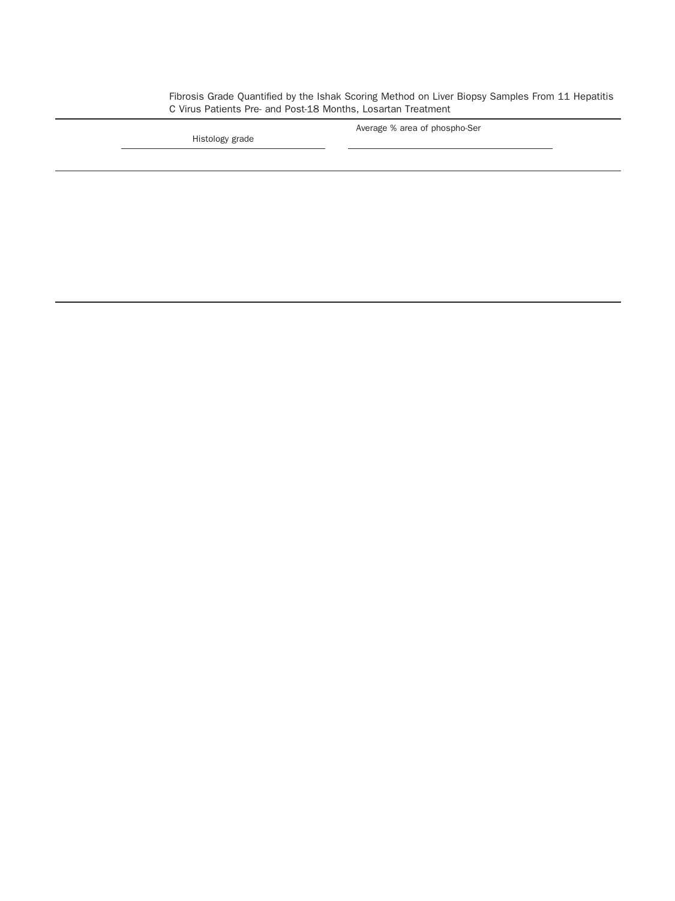Fibrosis Grade Quantified by the Ishak Scoring Method on Liver Biopsy Samples From 11 Hepatitis C Virus Patients Pre- and Post-18 Months, Losartan Treatment

| Histology grade | Average % area of phospho-Ser |
| --- | --- |